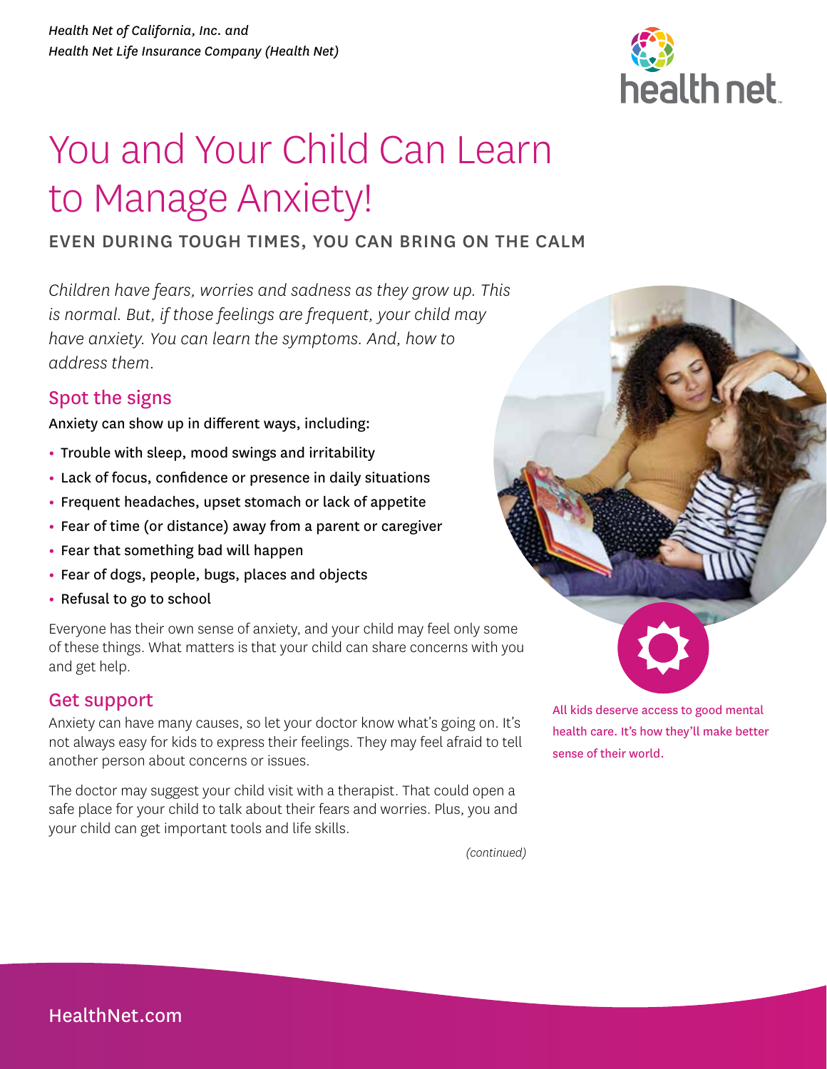*Health Net of California, Inc. and*
*Health Net Life Insurance Company (Health Net)*

# You and Your Child Can Learn to Manage Anxiety!

## EVEN DURING TOUGH TIMES, YOU CAN BRING ON THE CALM

*Children have fears, worries and sadness as they grow up. This is normal. But, if those feelings are frequent, your child may have anxiety. You can learn the symptoms. And, how to address them.*

### Spot the signs

Anxiety can show up in different ways, including:

- Trouble with sleep, mood swings and irritability
- Lack of focus, confidence or presence in daily situations
- Frequent headaches, upset stomach or lack of appetite
- Fear of time (or distance) away from a parent or caregiver
- Fear that something bad will happen
- Fear of dogs, people, bugs, places and objects
- Refusal to go to school

Everyone has their own sense of anxiety, and your child may feel only some of these things. What matters is that your child can share concerns with you and get help.

### Get support

Anxiety can have many causes, so let your doctor know what's going on. It's not always easy for kids to express their feelings. They may feel afraid to tell another person about concerns or issues.

The doctor may suggest your child visit with a therapist. That could open a safe place for your child to talk about their fears and worries. Plus, you and your child can get important tools and life skills.

*(continued)*

All kids deserve access to good mental health care. It's how they'll make better sense of their world.

HealthNet.com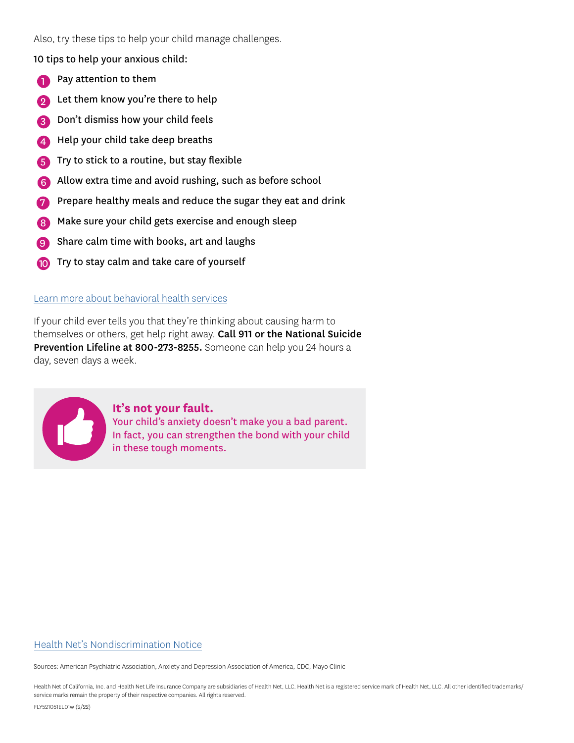Also, try these tips to help your child manage challenges.

10 tips to help your anxious child:

1. Pay attention to them
2. Let them know you're there to help
3. Don't dismiss how your child feels
4. Help your child take deep breaths
5. Try to stick to a routine, but stay flexible
6. Allow extra time and avoid rushing, such as before school
7. Prepare healthy meals and reduce the sugar they eat and drink
8. Make sure your child gets exercise and enough sleep
9. Share calm time with books, art and laughs
10. Try to stay calm and take care of yourself

Learn more about behavioral health services

If your child ever tells you that they're thinking about causing harm to themselves or others, get help right away. **Call 911 or the National Suicide Prevention Lifeline at 800-273-8255.** Someone can help you 24 hours a day, seven days a week.

**It's not your fault.**
Your child's anxiety doesn't make you a bad parent. In fact, you can strengthen the bond with your child in these tough moments.

Health Net's Nondiscrimination Notice

Sources: American Psychiatric Association, Anxiety and Depression Association of America, CDC, Mayo Clinic

Health Net of California, Inc. and Health Net Life Insurance Company are subsidiaries of Health Net, LLC. Health Net is a registered service mark of Health Net, LLC. All other identified trademarks/service marks remain the property of their respective companies. All rights reserved.

FLY521051EL01w (2/22)